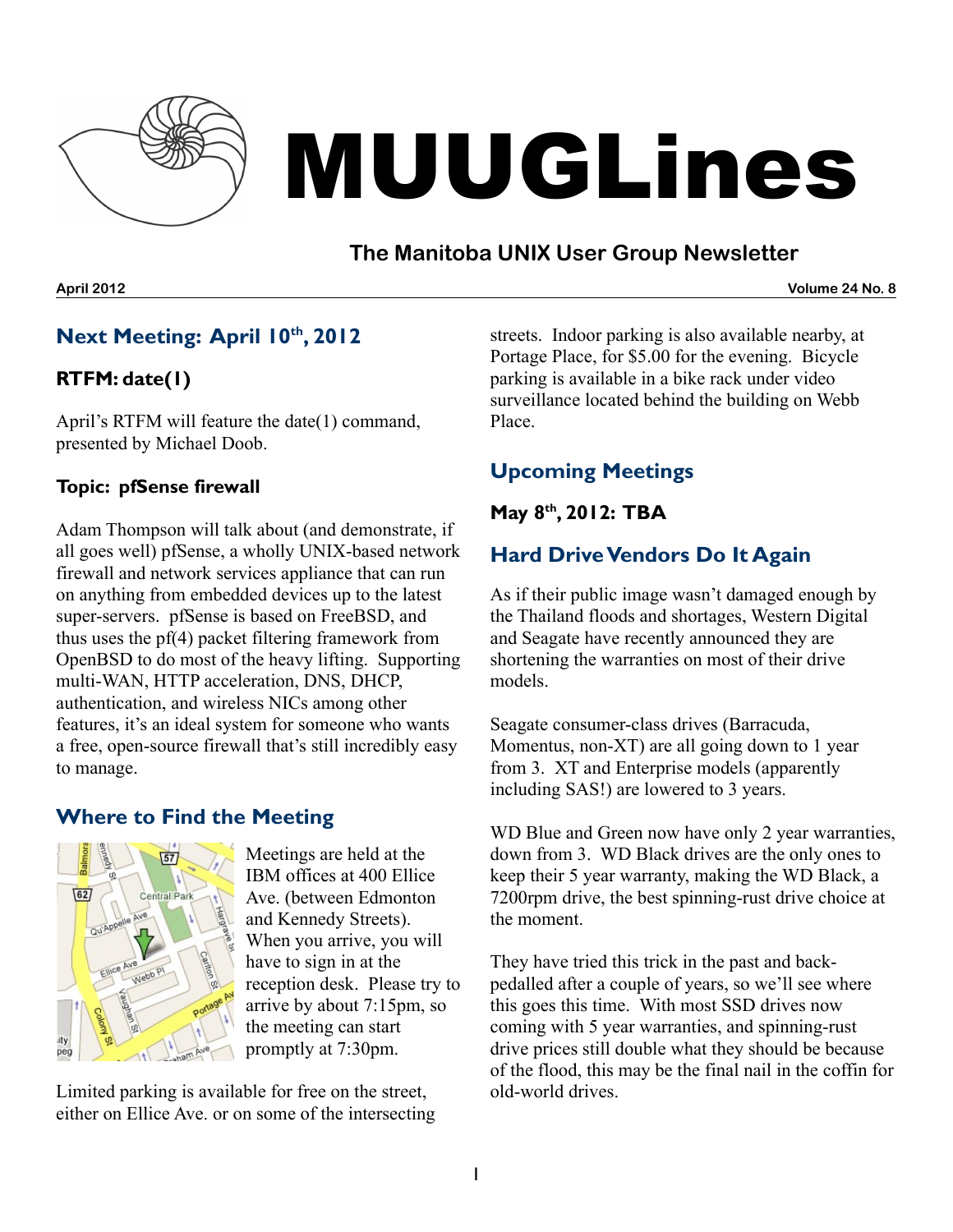# MUUGLines

## The Manitoba UNIX User Group Newsletter

**April 2012** **Volume 24 No. 8**

## Next Meeting: April 10th, 2012

### RTFM: date(1)

April's RTFM will feature the date(1) command, presented by Michael Doob.

### Topic: pfSense firewall

Adam Thompson will talk about (and demonstrate, if all goes well) pfSense, a wholly UNIX-based network firewall and network services appliance that can run on anything from embedded devices up to the latest super-servers. pfSense is based on FreeBSD, and thus uses the pf(4) packet filtering framework from OpenBSD to do most of the heavy lifting. Supporting multi-WAN, HTTP acceleration, DNS, DHCP, authentication, and wireless NICs among other features, it's an ideal system for someone who wants a free, open-source firewall that's still incredibly easy to manage.

## Where to Find the Meeting

Meetings are held at the IBM offices at 400 Ellice Ave. (between Edmonton and Kennedy Streets). When you arrive, you will have to sign in at the reception desk. Please try to arrive by about 7:15pm, so the meeting can start promptly at 7:30pm.

Limited parking is available for free on the street, either on Ellice Ave. or on some of the intersecting streets. Indoor parking is also available nearby, at Portage Place, for $5.00 for the evening. Bicycle parking is available in a bike rack under video surveillance located behind the building on Webb Place.

## Upcoming Meetings

### May 8th, 2012: TBA

## Hard Drive Vendors Do It Again

As if their public image wasn't damaged enough by the Thailand floods and shortages, Western Digital and Seagate have recently announced they are shortening the warranties on most of their drive models.

Seagate consumer-class drives (Barracuda, Momentus, non-XT) are all going down to 1 year from 3. XT and Enterprise models (apparently including SAS!) are lowered to 3 years.

WD Blue and Green now have only 2 year warranties, down from 3. WD Black drives are the only ones to keep their 5 year warranty, making the WD Black, a 7200rpm drive, the best spinning-rust drive choice at the moment.

They have tried this trick in the past and back-pedalled after a couple of years, so we'll see where this goes this time. With most SSD drives now coming with 5 year warranties, and spinning-rust drive prices still double what they should be because of the flood, this may be the final nail in the coffin for old-world drives.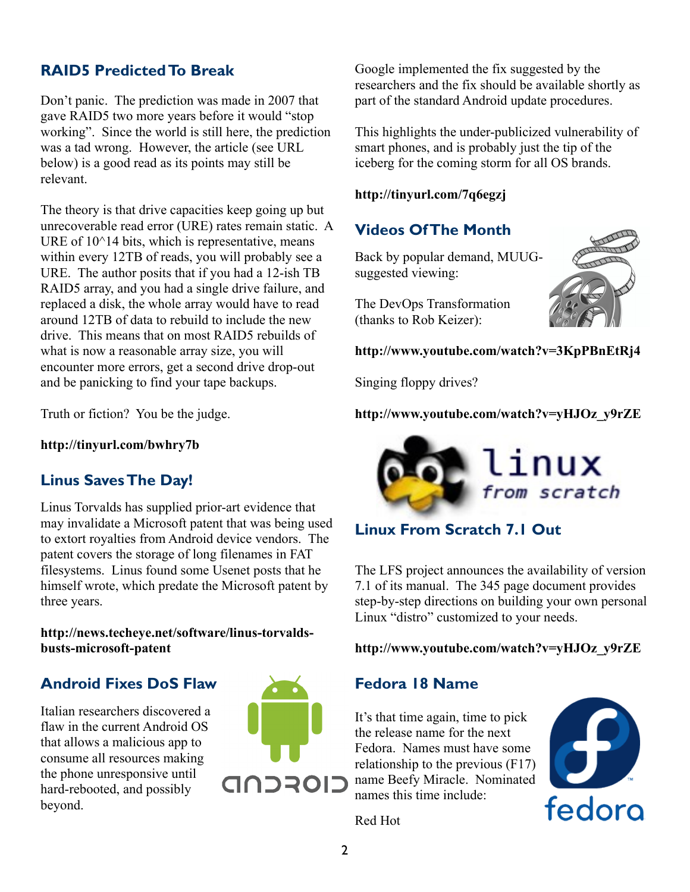## RAID5 Predicted To Break

Don't panic. The prediction was made in 2007 that gave RAID5 two more years before it would "stop working". Since the world is still here, the prediction was a tad wrong. However, the article (see URL below) is a good read as its points may still be relevant.

The theory is that drive capacities keep going up but unrecoverable read error (URE) rates remain static. A URE of 10^14 bits, which is representative, means within every 12TB of reads, you will probably see a URE. The author posits that if you had a 12-ish TB RAID5 array, and you had a single drive failure, and replaced a disk, the whole array would have to read around 12TB of data to rebuild to include the new drive. This means that on most RAID5 rebuilds of what is now a reasonable array size, you will encounter more errors, get a second drive drop-out and be panicking to find your tape backups.

Truth or fiction? You be the judge.

**http://tinyurl.com/bwhry7b**

## Linus Saves The Day!

Linus Torvalds has supplied prior-art evidence that may invalidate a Microsoft patent that was being used to extort royalties from Android device vendors. The patent covers the storage of long filenames in FAT filesystems. Linus found some Usenet posts that he himself wrote, which predate the Microsoft patent by three years.

**http://news.techeye.net/software/linus-torvalds-busts-microsoft-patent**

## Android Fixes DoS Flaw

Italian researchers discovered a flaw in the current Android OS that allows a malicious app to consume all resources making the phone unresponsive until hard-rebooted, and possibly beyond.

Google implemented the fix suggested by the researchers and the fix should be available shortly as part of the standard Android update procedures.

This highlights the under-publicized vulnerability of smart phones, and is probably just the tip of the iceberg for the coming storm for all OS brands.

**http://tinyurl.com/7q6egzj**

## Videos Of The Month

Back by popular demand, MUUG-suggested viewing:

The DevOps Transformation (thanks to Rob Keizer):

**http://www.youtube.com/watch?v=3KpPBnEtRj4**

Singing floppy drives?

**http://www.youtube.com/watch?v=yHJOz_y9rZE**

## Linux From Scratch 7.1 Out

The LFS project announces the availability of version 7.1 of its manual. The 345 page document provides step-by-step directions on building your own personal Linux "distro" customized to your needs.

**http://www.youtube.com/watch?v=yHJOz_y9rZE**

## Fedora 18 Name

It's that time again, time to pick the release name for the next Fedora. Names must have some relationship to the previous (F17) name Beefy Miracle. Nominated names this time include:

Red Hot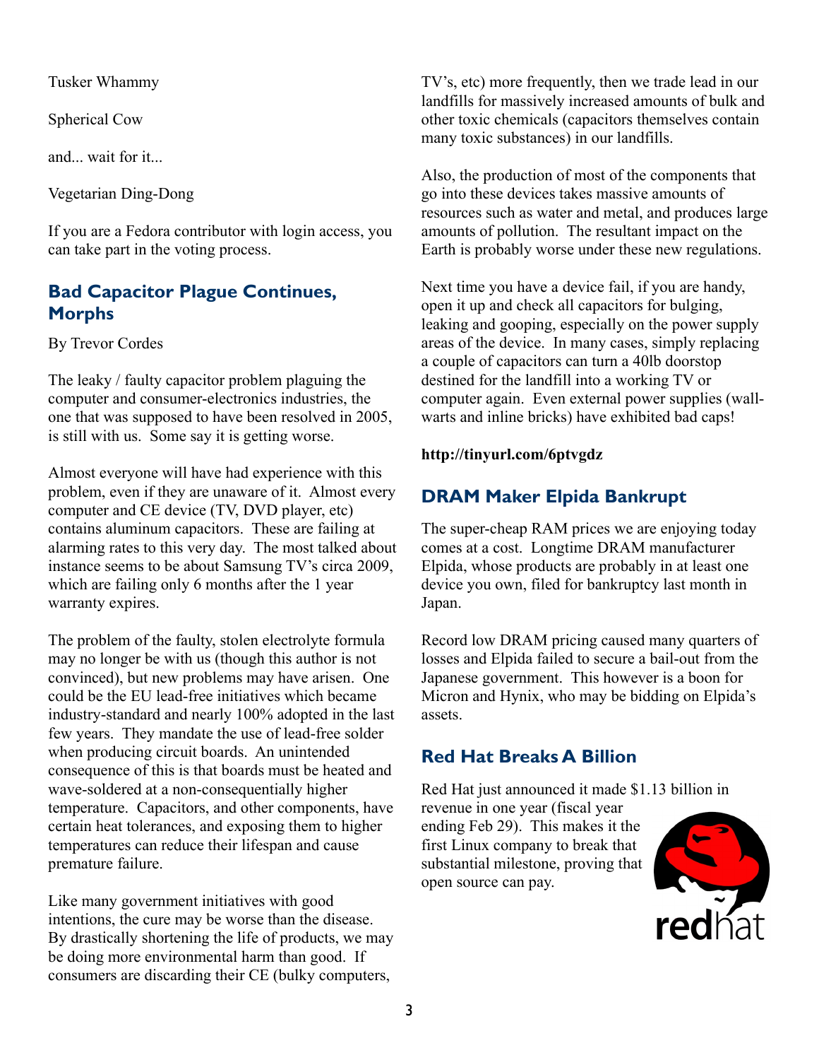Tusker Whammy

Spherical Cow

and... wait for it...

Vegetarian Ding-Dong

If you are a Fedora contributor with login access, you can take part in the voting process.

## Bad Capacitor Plague Continues, Morphs

By Trevor Cordes

The leaky / faulty capacitor problem plaguing the computer and consumer-electronics industries, the one that was supposed to have been resolved in 2005, is still with us. Some say it is getting worse.

Almost everyone will have had experience with this problem, even if they are unaware of it. Almost every computer and CE device (TV, DVD player, etc) contains aluminum capacitors. These are failing at alarming rates to this very day. The most talked about instance seems to be about Samsung TV's circa 2009, which are failing only 6 months after the 1 year warranty expires.

The problem of the faulty, stolen electrolyte formula may no longer be with us (though this author is not convinced), but new problems may have arisen. One could be the EU lead-free initiatives which became industry-standard and nearly 100% adopted in the last few years. They mandate the use of lead-free solder when producing circuit boards. An unintended consequence of this is that boards must be heated and wave-soldered at a non-consequentially higher temperature. Capacitors, and other components, have certain heat tolerances, and exposing them to higher temperatures can reduce their lifespan and cause premature failure.

Like many government initiatives with good intentions, the cure may be worse than the disease. By drastically shortening the life of products, we may be doing more environmental harm than good. If consumers are discarding their CE (bulky computers, TV's, etc) more frequently, then we trade lead in our landfills for massively increased amounts of bulk and other toxic chemicals (capacitors themselves contain many toxic substances) in our landfills.

Also, the production of most of the components that go into these devices takes massive amounts of resources such as water and metal, and produces large amounts of pollution. The resultant impact on the Earth is probably worse under these new regulations.

Next time you have a device fail, if you are handy, open it up and check all capacitors for bulging, leaking and gooping, especially on the power supply areas of the device. In many cases, simply replacing a couple of capacitors can turn a 40lb doorstop destined for the landfill into a working TV or computer again. Even external power supplies (wall-warts and inline bricks) have exhibited bad caps!

**http://tinyurl.com/6ptvgdz**

## DRAM Maker Elpida Bankrupt

The super-cheap RAM prices we are enjoying today comes at a cost. Longtime DRAM manufacturer Elpida, whose products are probably in at least one device you own, filed for bankruptcy last month in Japan.

Record low DRAM pricing caused many quarters of losses and Elpida failed to secure a bail-out from the Japanese government. This however is a boon for Micron and Hynix, who may be bidding on Elpida's assets.

## Red Hat Breaks A Billion

Red Hat just announced it made $1.13 billion in revenue in one year (fiscal year ending Feb 29). This makes it the first Linux company to break that substantial milestone, proving that open source can pay.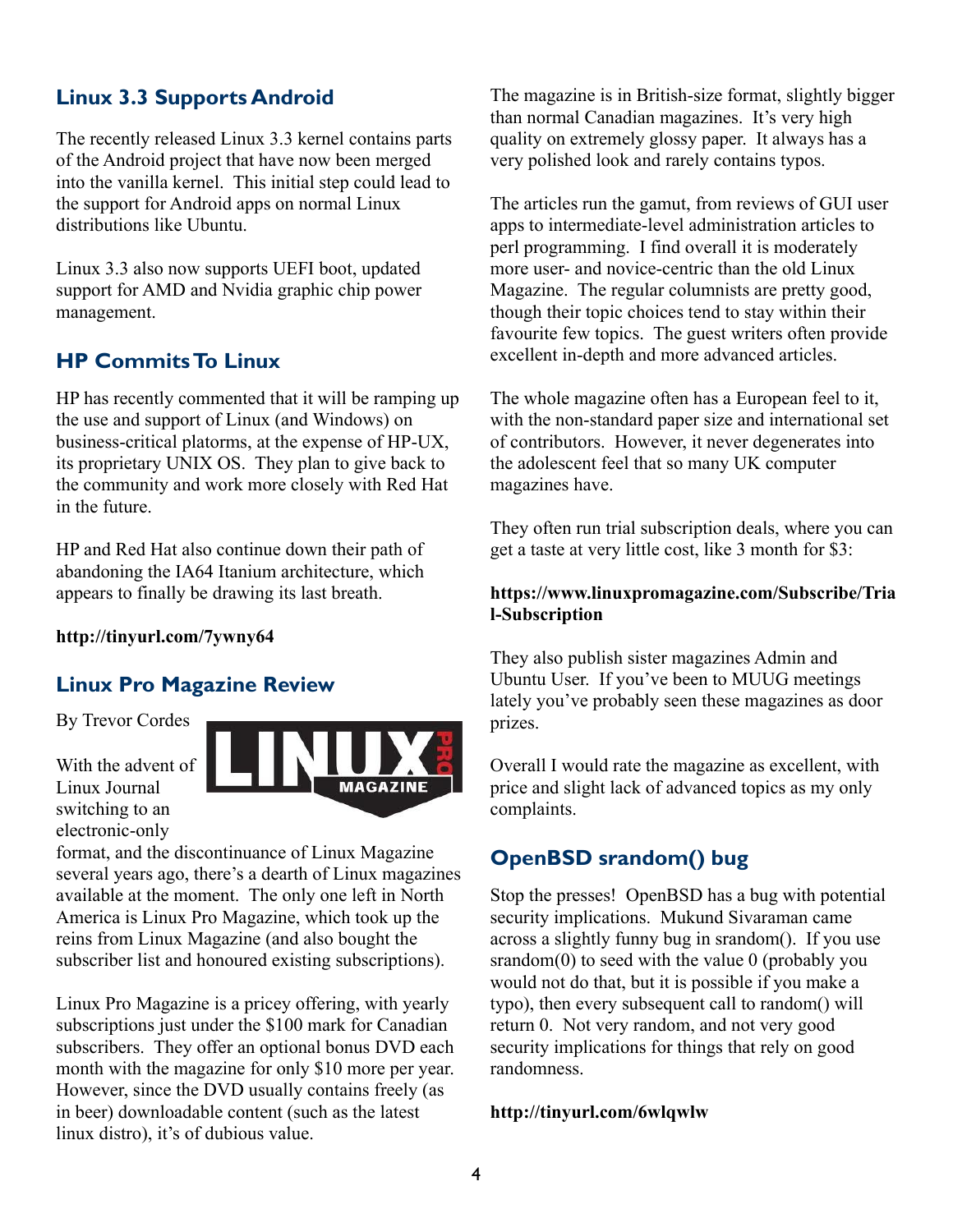## Linux 3.3 Supports Android

The recently released Linux 3.3 kernel contains parts of the Android project that have now been merged into the vanilla kernel. This initial step could lead to the support for Android apps on normal Linux distributions like Ubuntu.

Linux 3.3 also now supports UEFI boot, updated support for AMD and Nvidia graphic chip power management.

## HP Commits To Linux

HP has recently commented that it will be ramping up the use and support of Linux (and Windows) on business-critical platorms, at the expense of HP-UX, its proprietary UNIX OS. They plan to give back to the community and work more closely with Red Hat in the future.

HP and Red Hat also continue down their path of abandoning the IA64 Itanium architecture, which appears to finally be drawing its last breath.

**http://tinyurl.com/7ywny64**

## Linux Pro Magazine Review

By Trevor Cordes

With the advent of Linux Journal switching to an electronic-only format, and the discontinuance of Linux Magazine several years ago, there's a dearth of Linux magazines available at the moment. The only one left in North America is Linux Pro Magazine, which took up the reins from Linux Magazine (and also bought the subscriber list and honoured existing subscriptions).

Linux Pro Magazine is a pricey offering, with yearly subscriptions just under the $100 mark for Canadian subscribers. They offer an optional bonus DVD each month with the magazine for only $10 more per year. However, since the DVD usually contains freely (as in beer) downloadable content (such as the latest linux distro), it's of dubious value.

The magazine is in British-size format, slightly bigger than normal Canadian magazines. It's very high quality on extremely glossy paper. It always has a very polished look and rarely contains typos.

The articles run the gamut, from reviews of GUI user apps to intermediate-level administration articles to perl programming. I find overall it is moderately more user- and novice-centric than the old Linux Magazine. The regular columnists are pretty good, though their topic choices tend to stay within their favourite few topics. The guest writers often provide excellent in-depth and more advanced articles.

The whole magazine often has a European feel to it, with the non-standard paper size and international set of contributors. However, it never degenerates into the adolescent feel that so many UK computer magazines have.

They often run trial subscription deals, where you can get a taste at very little cost, like 3 month for $3:

**https://www.linuxpromagazine.com/Subscribe/Trial-Subscription**

They also publish sister magazines Admin and Ubuntu User. If you've been to MUUG meetings lately you've probably seen these magazines as door prizes.

Overall I would rate the magazine as excellent, with price and slight lack of advanced topics as my only complaints.

## OpenBSD srandom() bug

Stop the presses! OpenBSD has a bug with potential security implications. Mukund Sivaraman came across a slightly funny bug in srandom(). If you use srandom(0) to seed with the value 0 (probably you would not do that, but it is possible if you make a typo), then every subsequent call to random() will return 0. Not very random, and not very good security implications for things that rely on good randomness.

**http://tinyurl.com/6wlqwlw**